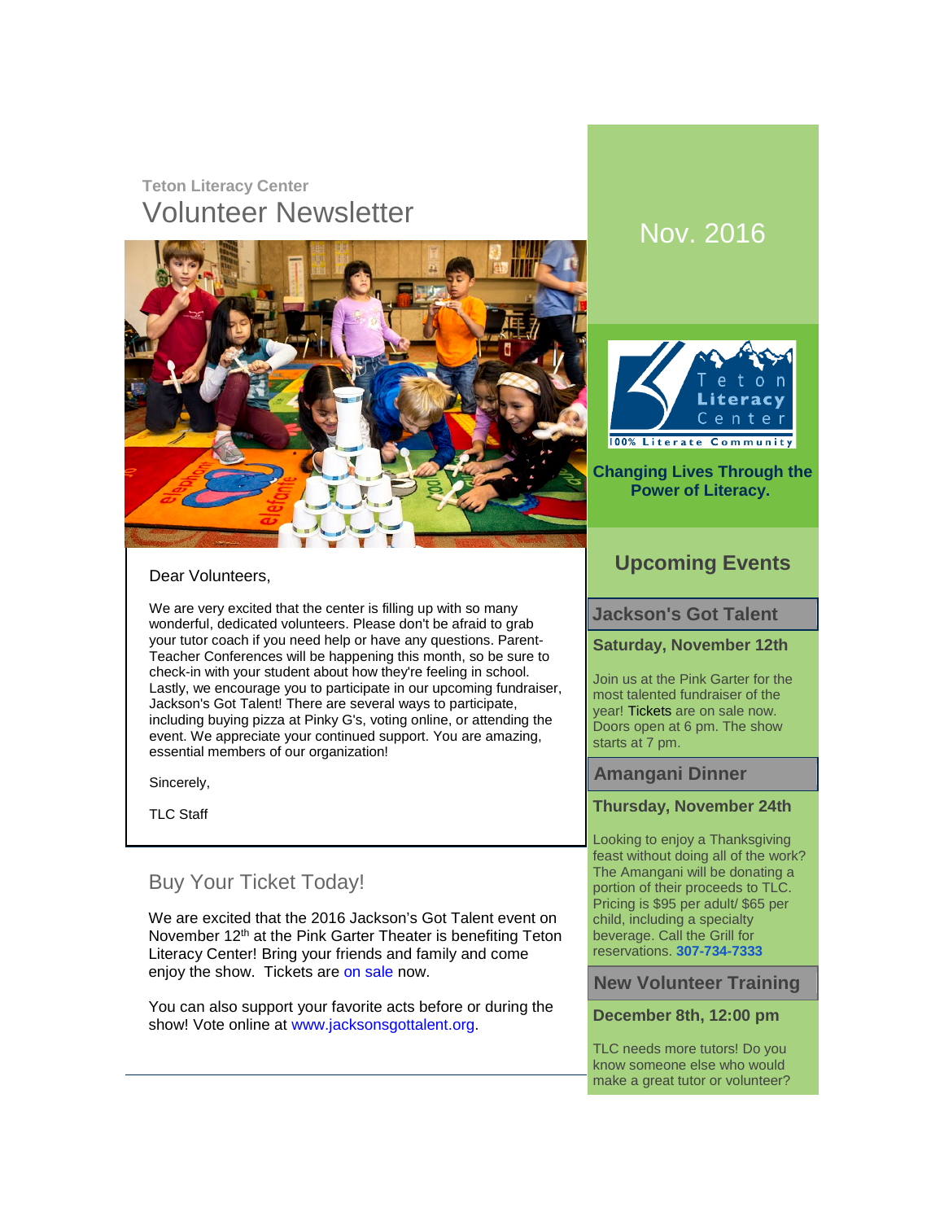Teton Literacy Center

# Volunteer Newsletter

Nov. 2016

Dear Volunteers,

We are very excited that the center is filling up with so many wonderful, dedicated volunteers. Please don't be afraid to grab your tutor coach if you need help or have any questions. Parent-Teacher Conferences will be happening this month, so be sure to check-in with your student about how they're feeling in school. Lastly, we encourage you to participate in our upcoming fundraiser, Jackson's Got Talent! There are several ways to participate, including buying pizza at Pinky G's, voting online, or attending the event. We appreciate your continued support. You are amazing, essential members of our organization!

Sincerely,

TLC Staff

## Buy Your Ticket Today!

We are excited that the 2016 Jackson's Got Talent event on November 12th at the Pink Garter Theater is benefiting Teton Literacy Center! Bring your friends and family and come enjoy the show. Tickets are on sale now.

You can also support your favorite acts before or during the show! Vote online at www.jacksonsgottalent.org.

Teton Literacy Center

100% Literate Community

**Changing Lives Through the Power of Literacy.**

## Upcoming Events

### Jackson's Got Talent

**Saturday, November 12th**

Join us at the Pink Garter for the most talented fundraiser of the year! Tickets are on sale now. Doors open at 6 pm. The show starts at 7 pm.

### Amangani Dinner

**Thursday, November 24th**

Looking to enjoy a Thanksgiving feast without doing all of the work? The Amangani will be donating a portion of their proceeds to TLC. Pricing is $95 per adult/ $65 per child, including a specialty beverage. Call the Grill for reservations. **307-734-7333**

### New Volunteer Training

**December 8th, 12:00 pm**

TLC needs more tutors! Do you know someone else who would make a great tutor or volunteer?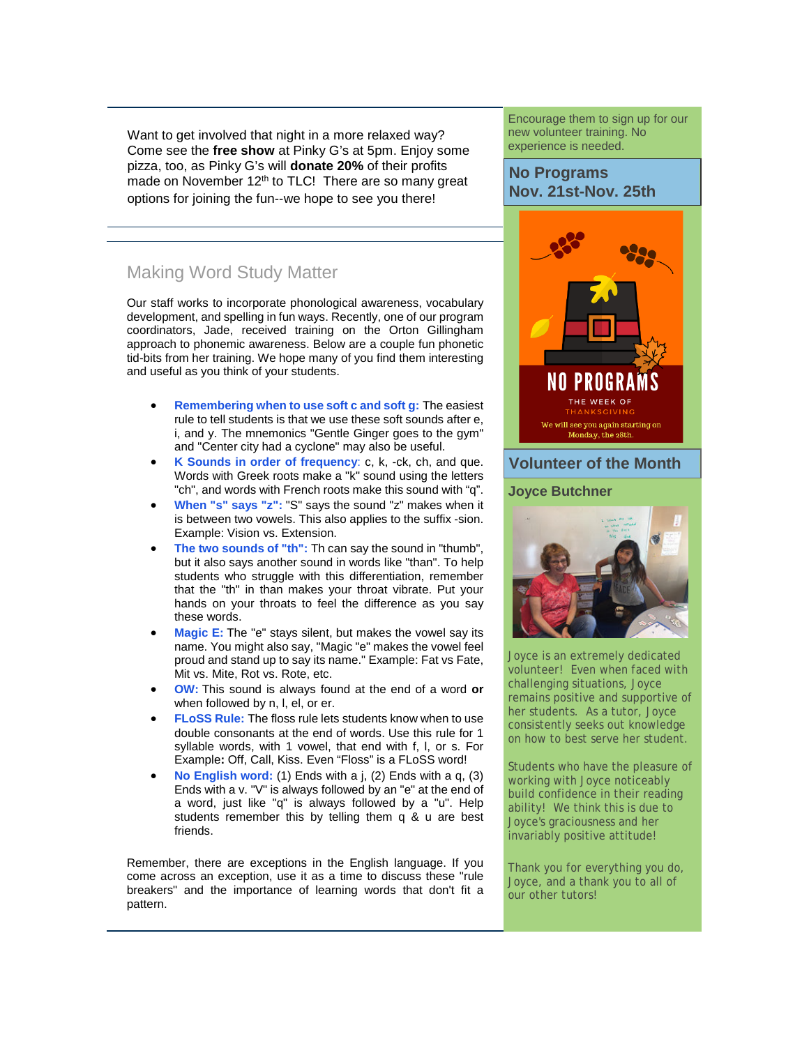Want to get involved that night in a more relaxed way? Come see the **free show** at Pinky G's at 5pm. Enjoy some pizza, too, as Pinky G's will **donate 20%** of their profits made on November 12th to TLC! There are so many great options for joining the fun--we hope to see you there!

## Making Word Study Matter

Our staff works to incorporate phonological awareness, vocabulary development, and spelling in fun ways. Recently, one of our program coordinators, Jade, received training on the Orton Gillingham approach to phonemic awareness. Below are a couple fun phonetic tid-bits from her training. We hope many of you find them interesting and useful as you think of your students.

- **Remembering when to use soft c and soft g:** The easiest rule to tell students is that we use these soft sounds after e, i, and y. The mnemonics "Gentle Ginger goes to the gym" and "Center city had a cyclone" may also be useful.
- **K Sounds in order of frequency**: c, k, -ck, ch, and que. Words with Greek roots make a "k" sound using the letters "ch", and words with French roots make this sound with "q".
- **When "s" says "z":** "S" says the sound "z" makes when it is between two vowels. This also applies to the suffix -sion. Example: Vision vs. Extension.
- **The two sounds of "th":** Th can say the sound in "thumb", but it also says another sound in words like "than". To help students who struggle with this differentiation, remember that the "th" in than makes your throat vibrate. Put your hands on your throats to feel the difference as you say these words.
- **Magic E:** The "e" stays silent, but makes the vowel say its name. You might also say, "Magic "e" makes the vowel feel proud and stand up to say its name." Example: Fat vs Fate, Mit vs. Mite, Rot vs. Rote, etc.
- **OW:** This sound is always found at the end of a word **or** when followed by n, l, el, or er.
- **FLoSS Rule:** The floss rule lets students know when to use double consonants at the end of words. Use this rule for 1 syllable words, with 1 vowel, that end with f, l, or s. For Example**:** Off, Call, Kiss. Even "Floss" is a FLoSS word!
- **No English word:** (1) Ends with a j, (2) Ends with a q, (3) Ends with a v. "V" is always followed by an "e" at the end of a word, just like "q" is always followed by a "u". Help students remember this by telling them q & u are best friends.

Remember, there are exceptions in the English language. If you come across an exception, use it as a time to discuss these "rule breakers" and the importance of learning words that don't fit a pattern.

Encourage them to sign up for our new volunteer training. No experience is needed.

## No Programs Nov. 21st-Nov. 25th

NO PROGRAMS
THE WEEK OF THANKSGIVING
We will see you again starting on Monday, the 28th.

## Volunteer of the Month

**Joyce Butchner**

Joyce is an extremely dedicated volunteer! Even when faced with challenging situations, Joyce remains positive and supportive of her students. As a tutor, Joyce consistently seeks out knowledge on how to best serve her student.

Students who have the pleasure of working with Joyce noticeably build confidence in their reading ability! We think this is due to Joyce's graciousness and her invariably positive attitude!

Thank you for everything you do, Joyce, and a thank you to all of our other tutors!